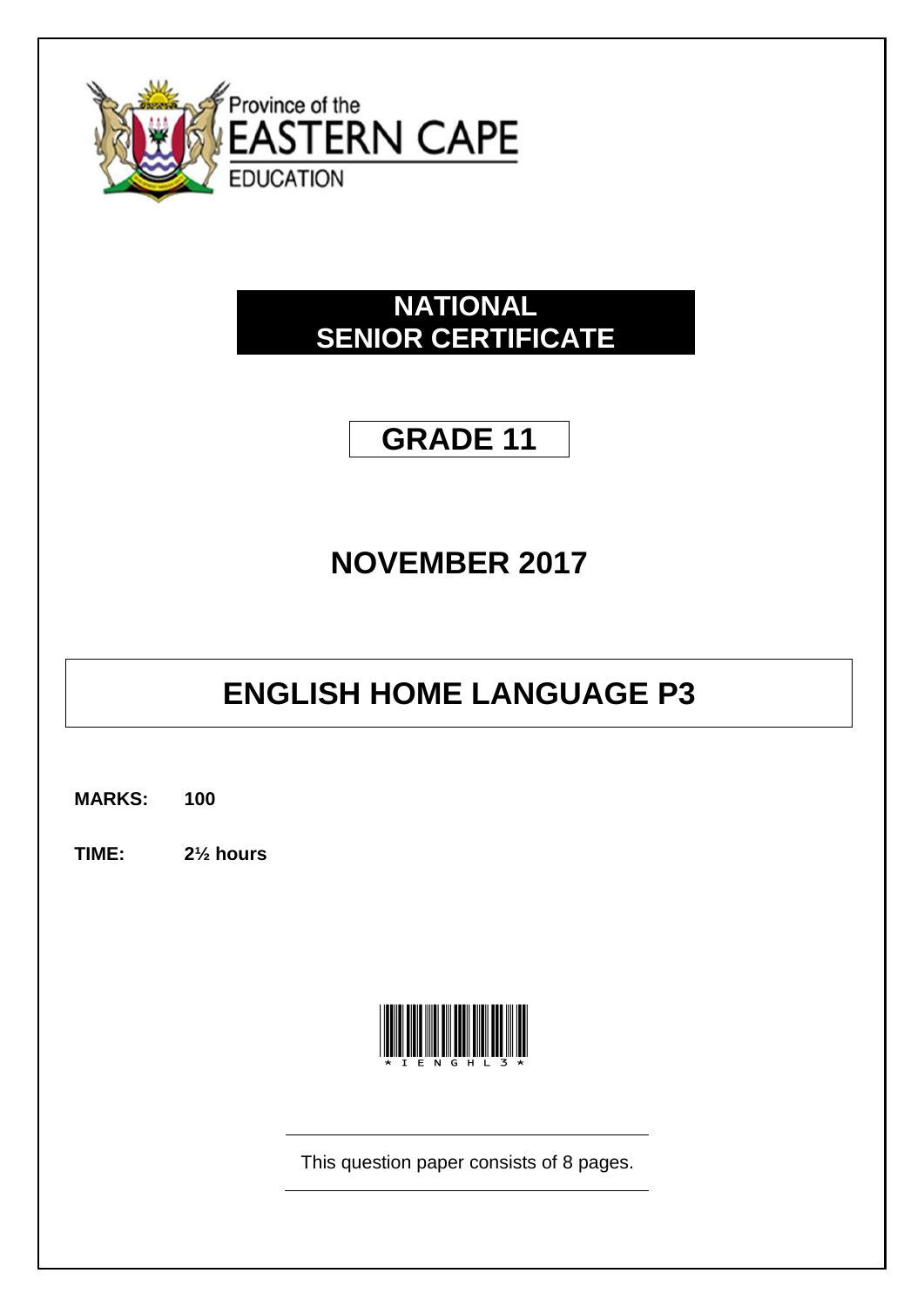Province of the
EASTERN CAPE
EDUCATION

# NATIONAL SENIOR CERTIFICATE

## GRADE 11

## NOVEMBER 2017

# ENGLISH HOME LANGUAGE P3

**MARKS:** **100**

**TIME:** **2½ hours**

*IENGHL3*

This question paper consists of 8 pages.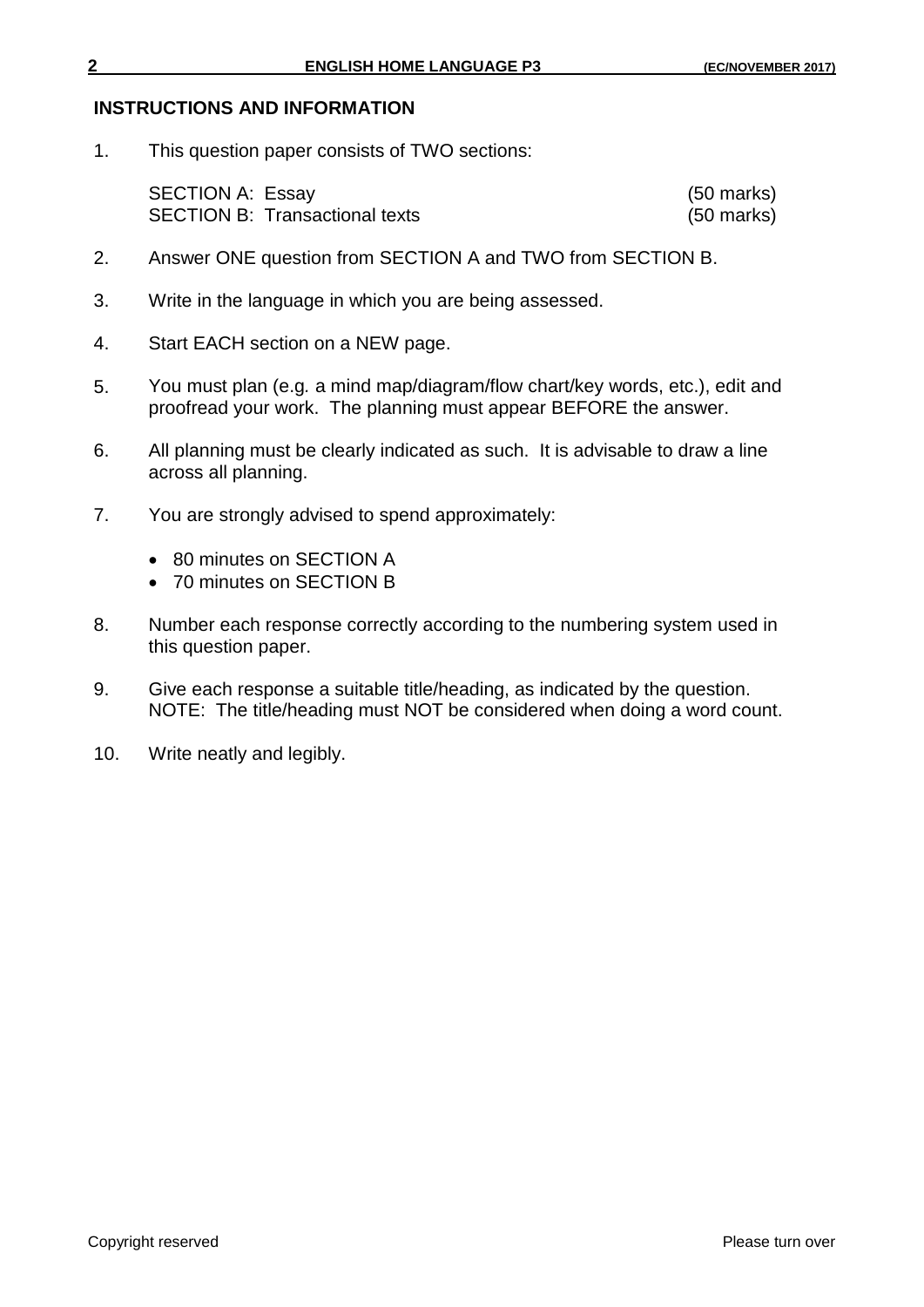## INSTRUCTIONS AND INFORMATION

1. This question paper consists of TWO sections:

   SECTION A: Essay (50 marks)
   SECTION B: Transactional texts (50 marks)

2. Answer ONE question from SECTION A and TWO from SECTION B.

3. Write in the language in which you are being assessed.

4. Start EACH section on a NEW page.

5. You must plan (e.g. a mind map/diagram/flow chart/key words, etc.), edit and proofread your work. The planning must appear BEFORE the answer.

6. All planning must be clearly indicated as such. It is advisable to draw a line across all planning.

7. You are strongly advised to spend approximately:
   - 80 minutes on SECTION A
   - 70 minutes on SECTION B

8. Number each response correctly according to the numbering system used in this question paper.

9. Give each response a suitable title/heading, as indicated by the question.
   NOTE: The title/heading must NOT be considered when doing a word count.

10. Write neatly and legibly.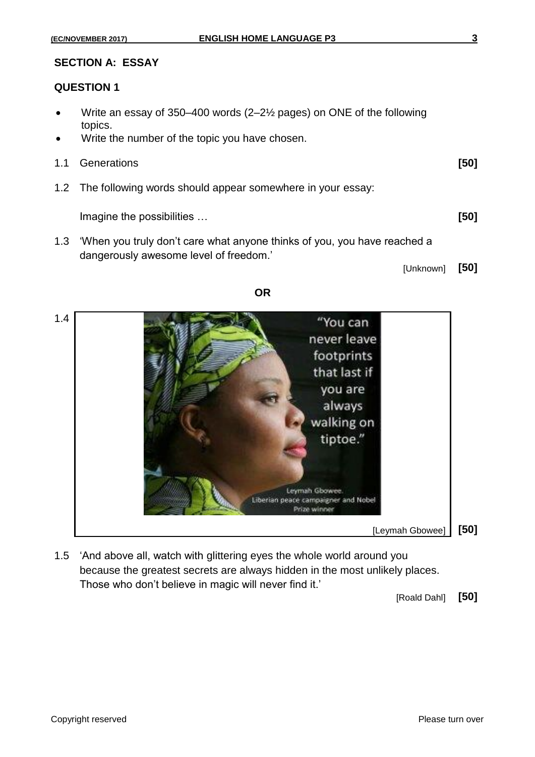## SECTION A: ESSAY

### QUESTION 1

- Write an essay of 350–400 words (2–2½ pages) on ONE of the following topics.
- Write the number of the topic you have chosen.

1.1 Generations **[50]**

1.2 The following words should appear somewhere in your essay:

Imagine the possibilities … **[50]**

1.3 'When you truly don't care what anyone thinks of you, you have reached a dangerously awesome level of freedom.'

[Unknown] **[50]**

**OR**

1.4 "You can never leave footprints that last if you are always walking on tiptoe."

Leymah Gbowee. Liberian peace campaigner and Nobel Prize winner

[Leymah Gbowee] **[50]**

1.5 'And above all, watch with glittering eyes the whole world around you because the greatest secrets are always hidden in the most unlikely places. Those who don't believe in magic will never find it.'

[Roald Dahl] **[50]**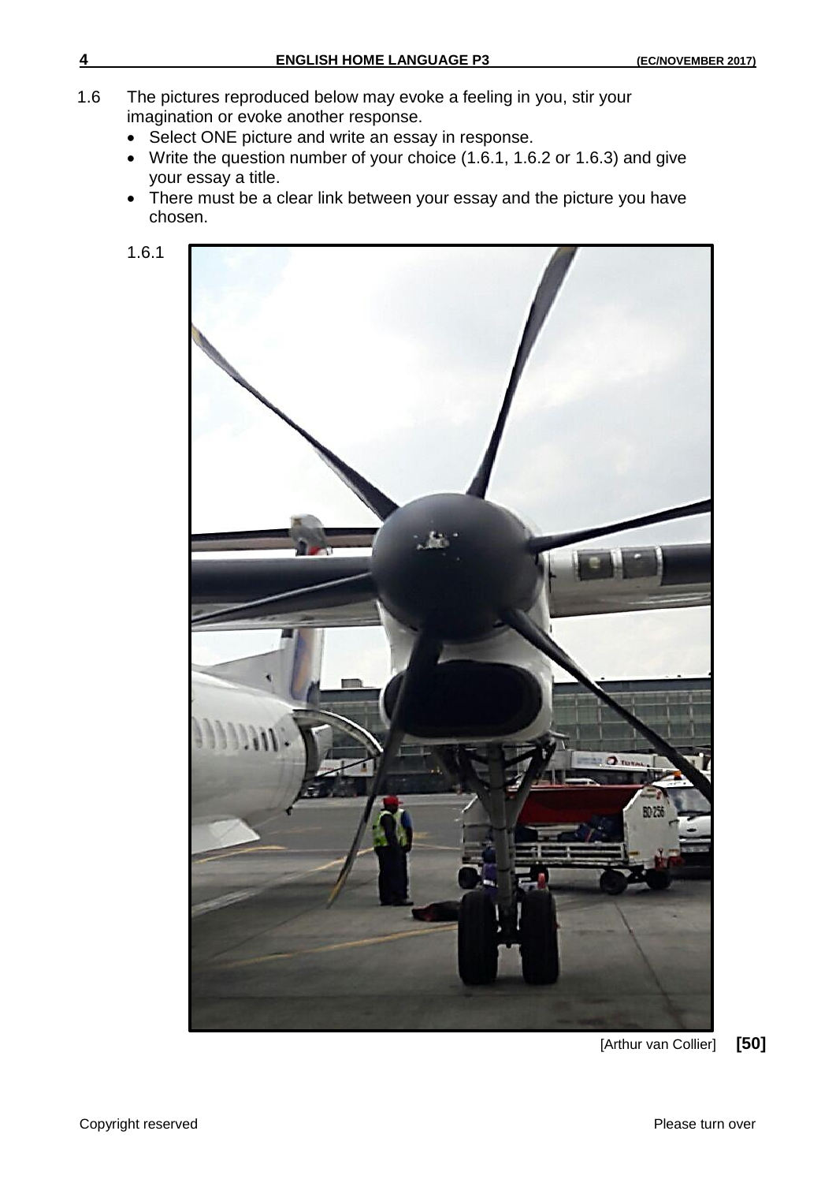1.6 The pictures reproduced below may evoke a feeling in you, stir your imagination or evoke another response.

- Select ONE picture and write an essay in response.
- Write the question number of your choice (1.6.1, 1.6.2 or 1.6.3) and give your essay a title.
- There must be a clear link between your essay and the picture you have chosen.

1.6.1

[Arthur van Collier] **[50]**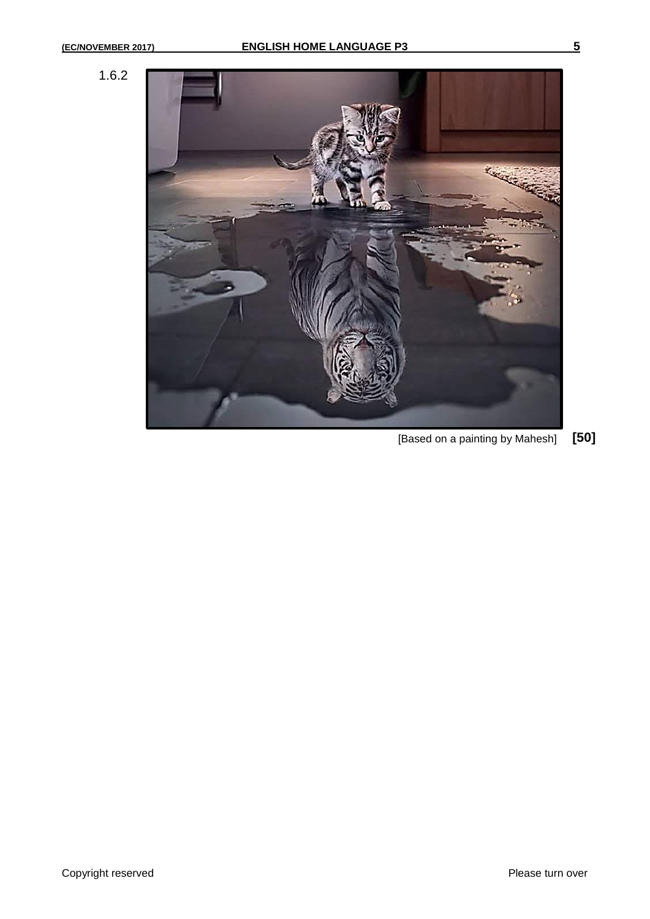1.6.2

[Based on a painting by Mahesh] **[50]**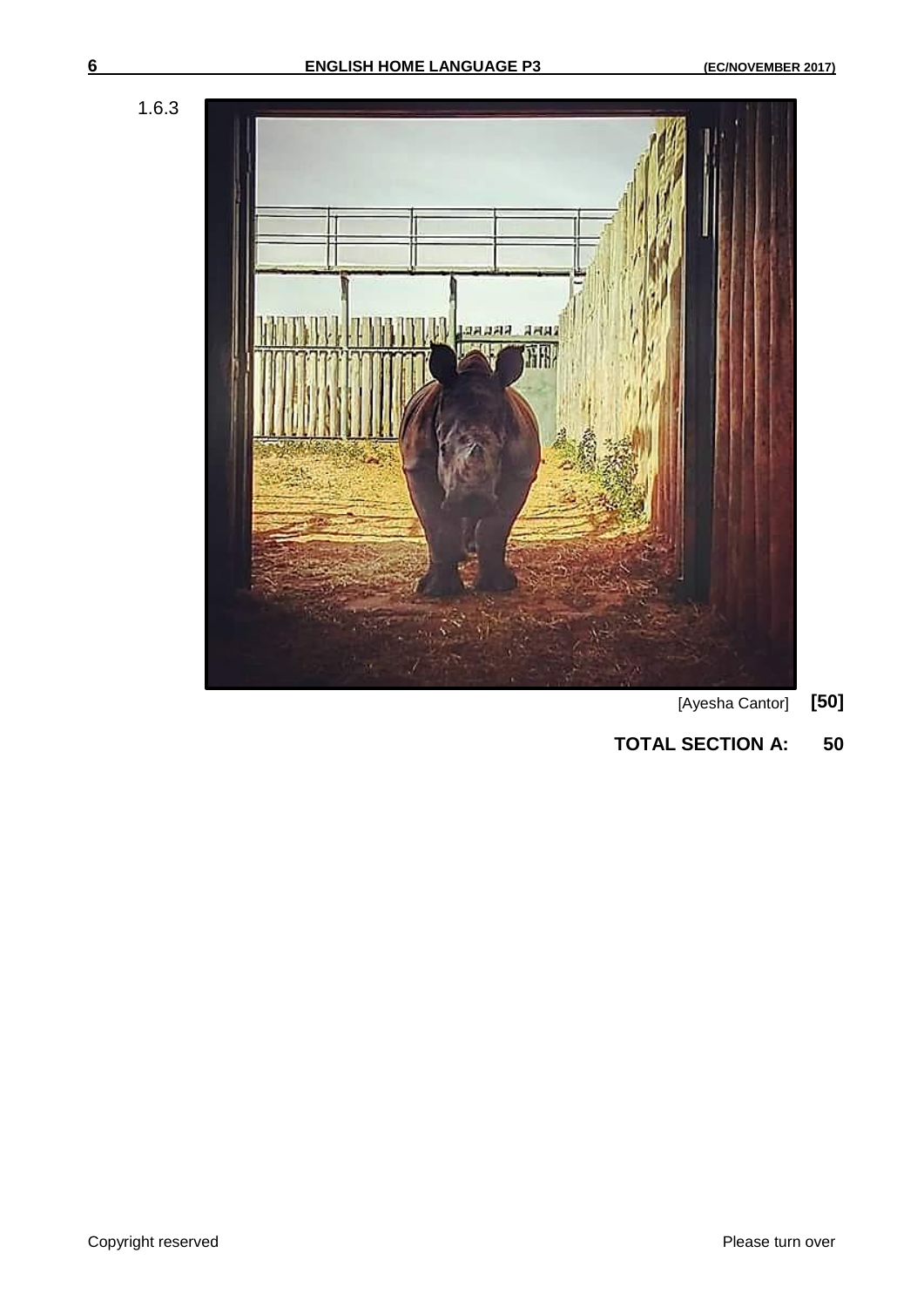1.6.3

[Ayesha Cantor] **[50]**

**TOTAL SECTION A: 50**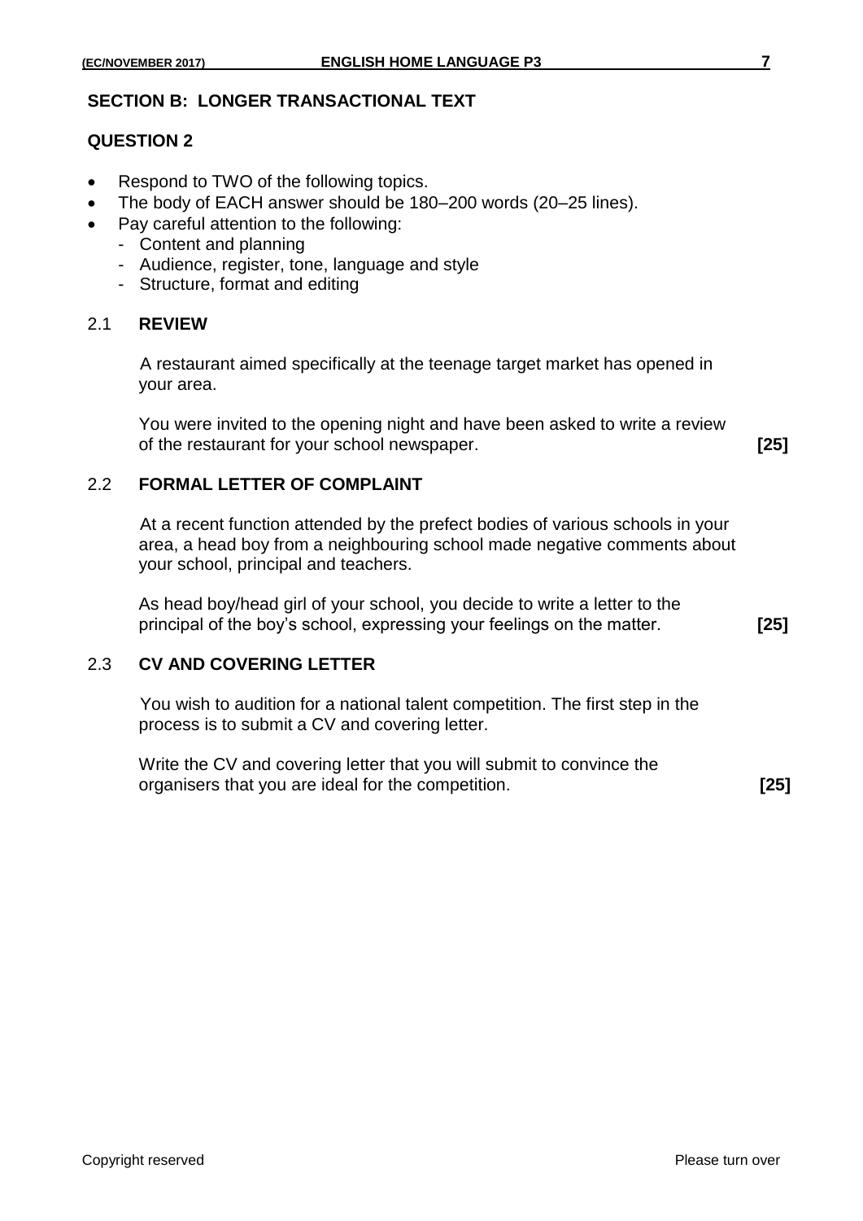## SECTION B: LONGER TRANSACTIONAL TEXT

### QUESTION 2

- Respond to TWO of the following topics.
- The body of EACH answer should be 180–200 words (20–25 lines).
- Pay careful attention to the following:
  - Content and planning
  - Audience, register, tone, language and style
  - Structure, format and editing

### 2.1 REVIEW

A restaurant aimed specifically at the teenage target market has opened in your area.

You were invited to the opening night and have been asked to write a review of the restaurant for your school newspaper. **[25]**

### 2.2 FORMAL LETTER OF COMPLAINT

At a recent function attended by the prefect bodies of various schools in your area, a head boy from a neighbouring school made negative comments about your school, principal and teachers.

As head boy/head girl of your school, you decide to write a letter to the principal of the boy's school, expressing your feelings on the matter. **[25]**

### 2.3 CV AND COVERING LETTER

You wish to audition for a national talent competition. The first step in the process is to submit a CV and covering letter.

Write the CV and covering letter that you will submit to convince the organisers that you are ideal for the competition. **[25]**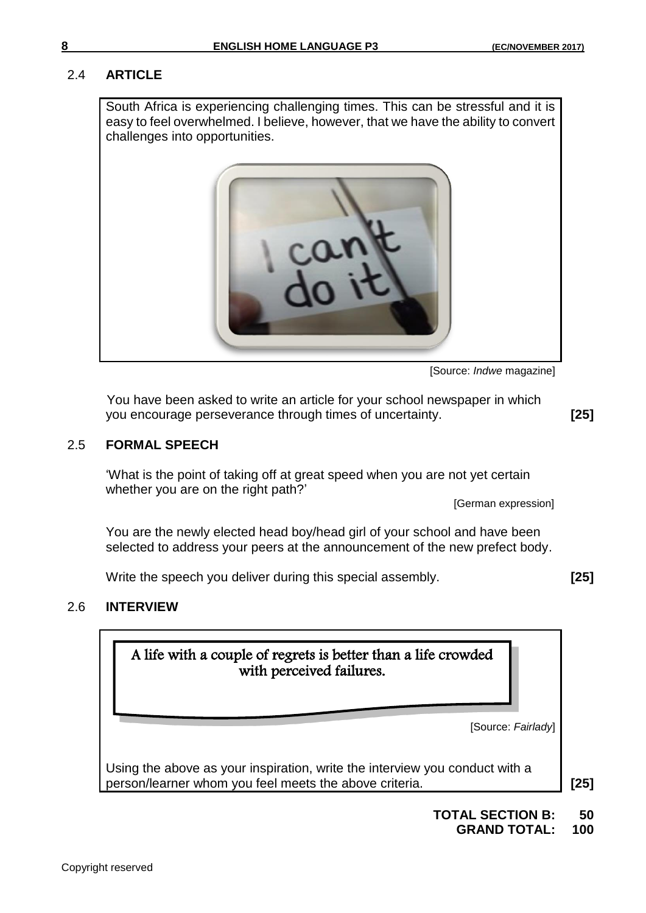## 2.4 **ARTICLE**

South Africa is experiencing challenging times. This can be stressful and it is easy to feel overwhelmed. I believe, however, that we have the ability to convert challenges into opportunities.

[Source: *Indwe* magazine]

You have been asked to write an article for your school newspaper in which you encourage perseverance through times of uncertainty. **[25]**

## 2.5 **FORMAL SPEECH**

'What is the point of taking off at great speed when you are not yet certain whether you are on the right path?'

[German expression]

You are the newly elected head boy/head girl of your school and have been selected to address your peers at the announcement of the new prefect body.

Write the speech you deliver during this special assembly. **[25]**

## 2.6 **INTERVIEW**

A life with a couple of regrets is better than a life crowded with perceived failures.

[Source: *Fairlady*]

Using the above as your inspiration, write the interview you conduct with a person/learner whom you feel meets the above criteria. **[25]**

**TOTAL SECTION B: 50**
**GRAND TOTAL: 100**